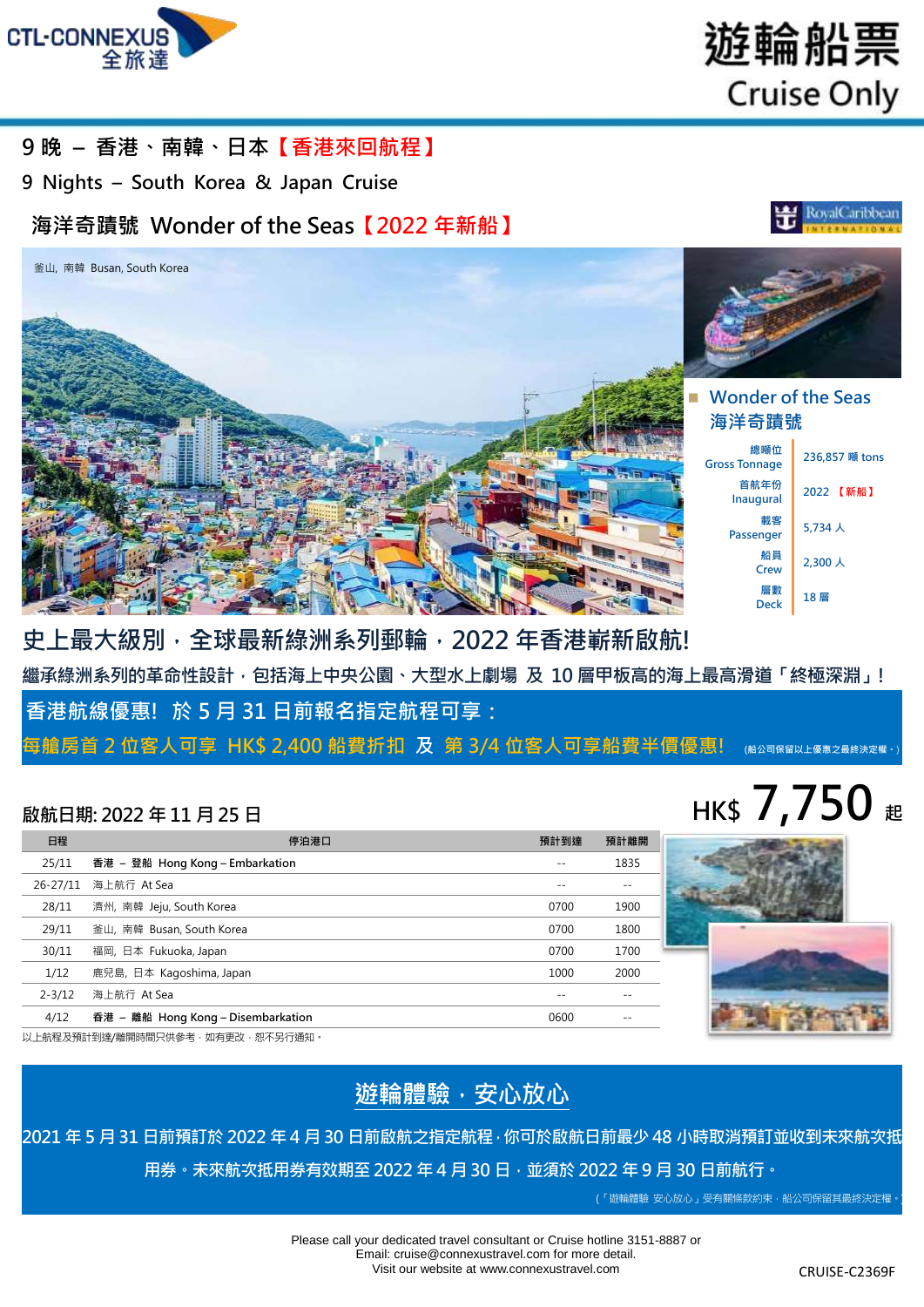CTL-CONNEXUS 全旅達

# 遊輪船票
Cruise Only

## 9 晚 – 香港、南韓、日本【香港來回航程】

## 9 Nights – South Korea & Japan Cruise

## 海洋奇蹟號 Wonder of the Seas【2022 年新船】

RoyalCaribbean INTERNATIONAL

釜山, 南韓 Busan, South Korea

**Wonder of the Seas 海洋奇蹟號**

| | |
|---|---|
| 總噸位 Gross Tonnage | 236,857 噸 tons |
| 首航年份 Inaugural | 2022 【新船】 |
| 載客 Passenger | 5,734 人 |
| 船員 Crew | 2,300 人 |
| 層數 Deck | 18 層 |

## 史上最大級別，全球最新綠洲系列郵輪，2022 年香港嶄新啟航!

**繼承綠洲系列的革命性設計，包括海上中央公園、大型水上劇場 及 10 層甲板高的海上最高滑道「終極深淵」!**

**香港航線優惠! 於 5 月 31 日前報名指定航程可享：**

**每艙房首 2 位客人可享 HK$ 2,400 船費折扣 及 第 3/4 位客人可享船費半價優惠!** (船公司保留以上優惠之最終決定權。)

**啟航日期: 2022 年 11 月 25 日**

**HK$ 7,750 起**

| 日程 | 停泊港口 | 預計到達 | 預計離開 |
|---|---|---|---|
| 25/11 | **香港 – 登船 Hong Kong – Embarkation** | -- | 1835 |
| 26-27/11 | 海上航行 At Sea | -- | -- |
| 28/11 | 濟州, 南韓 Jeju, South Korea | 0700 | 1900 |
| 29/11 | 釜山, 南韓 Busan, South Korea | 0700 | 1800 |
| 30/11 | 福岡, 日本 Fukuoka, Japan | 0700 | 1700 |
| 1/12 | 鹿兒島, 日本 Kagoshima, Japan | 1000 | 2000 |
| 2-3/12 | 海上航行 At Sea | -- | -- |
| 4/12 | **香港 – 離船 Hong Kong – Disembarkation** | 0600 | -- |

以上航程及預計到達/離開時間只供參考，如有更改，恕不另行通知。

## 遊輪體驗，安心放心

**2021 年 5 月 31 日前預訂於 2022 年 4 月 30 日前啟航之指定航程，你可於啟航日前最少 48 小時取消預訂並收到未來航次抵用券。未來航次抵用券有效期至 2022 年 4 月 30 日，並須於 2022 年 9 月 30 日前航行。**

(「遊輪體驗 安心放心」受有關條款約束，船公司保留其最終決定權。)

Please call your dedicated travel consultant or Cruise hotline 3151-8887 or
Email: cruise@connexustravel.com for more detail.
Visit our website at www.connexustravel.com

CRUISE-C2369F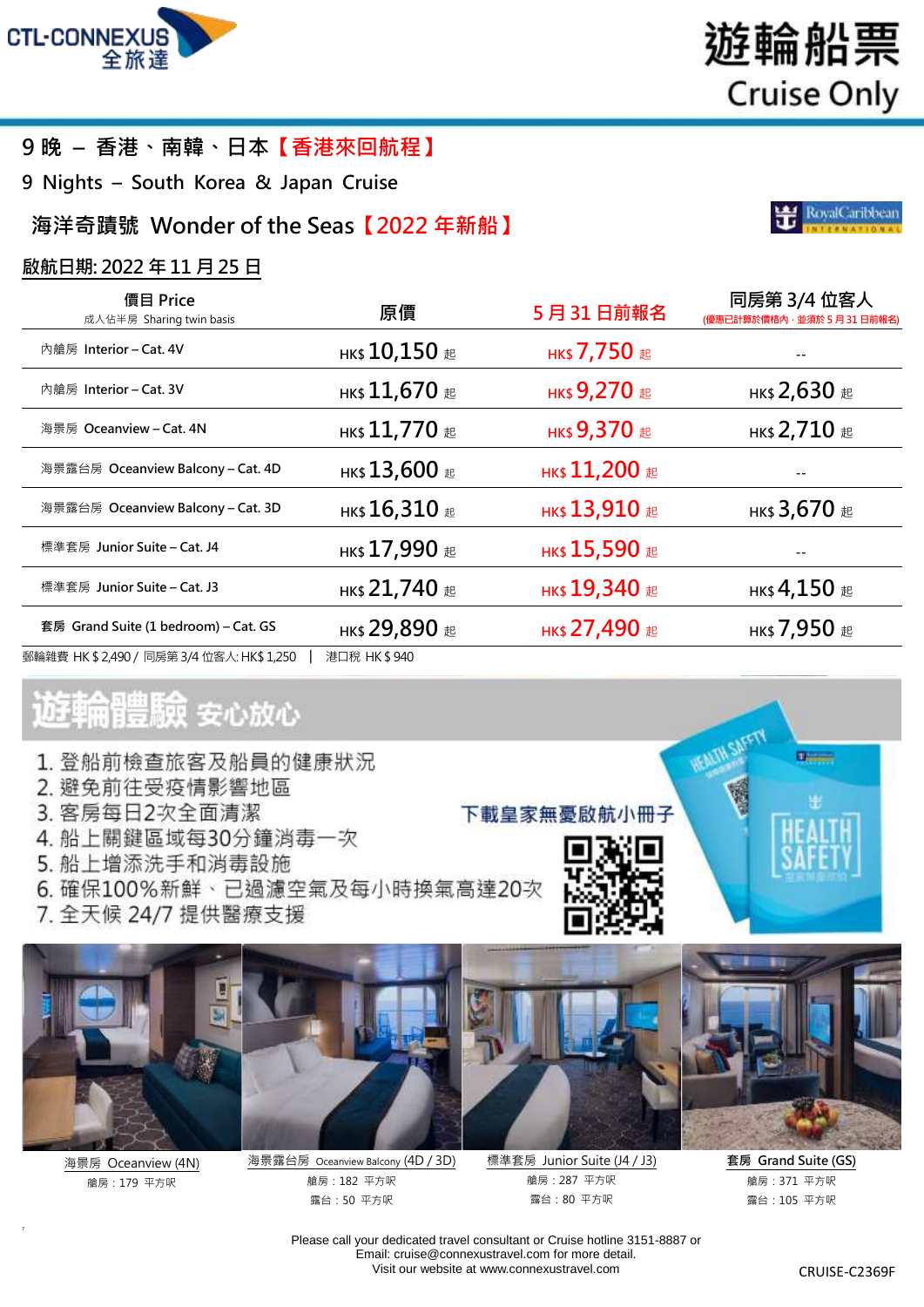# 遊輪船票 Cruise Only

## 9 晚 – 香港、南韓、日本【香港來回航程】

## 9 Nights – South Korea & Japan Cruise

## 海洋奇蹟號 Wonder of the Seas【2022 年新船】

**啟航日期: 2022 年 11 月 25 日**

| 價目 Price<br>成人佔半房 Sharing twin basis | 原價 | 5 月 31 日前報名 | 同房第 3/4 位客人<br>(優惠已計算於價格內，並須於 5 月 31 日前報名) |
|---|---|---|---|
| 內艙房 Interior – Cat. 4V | HK$ 10,150 起 | HK$ 7,750 起 | -- |
| 內艙房 Interior – Cat. 3V | HK$ 11,670 起 | HK$ 9,270 起 | HK$ 2,630 起 |
| 海景房 Oceanview – Cat. 4N | HK$ 11,770 起 | HK$ 9,370 起 | HK$ 2,710 起 |
| 海景露台房 Oceanview Balcony – Cat. 4D | HK$ 13,600 起 | HK$ 11,200 起 | -- |
| 海景露台房 Oceanview Balcony – Cat. 3D | HK$ 16,310 起 | HK$ 13,910 起 | HK$ 3,670 起 |
| 標準套房 Junior Suite – Cat. J4 | HK$ 17,990 起 | HK$ 15,590 起 | -- |
| 標準套房 Junior Suite – Cat. J3 | HK$ 21,740 起 | HK$ 19,340 起 | HK$ 4,150 起 |
| 套房 Grand Suite (1 bedroom) – Cat. GS | HK$ 29,890 起 | HK$ 27,490 起 | HK$ 7,950 起 |

郵輪雜費 HK $ 2,490 / 同房第 3/4 位客人: HK$ 1,250 | 港口稅 HK $ 940

## 遊輪體驗 安心放心

1. 登船前檢查旅客及船員的健康狀況
2. 避免前往受疫情影響地區
3. 客房每日2次全面清潔
4. 船上關鍵區域每30分鐘消毒一次
5. 船上增添洗手和消毒設施
6. 確保100%新鮮、已過濾空氣及每小時換氣高達20次
7. 全天候 24/7 提供醫療支援

下載皇家無憂啟航小冊子

海景房 Oceanview (4N)
艙房：179 平方呎

海景露台房 Oceanview Balcony (4D / 3D)
艙房：182 平方呎
露台：50 平方呎

標準套房 Junior Suite (J4 / J3)
艙房：287 平方呎
露台：80 平方呎

套房 Grand Suite (GS)
艙房：371 平方呎
露台：105 平方呎

Please call your dedicated travel consultant or Cruise hotline 3151-8887 or
Email: cruise@connexustravel.com for more detail.
Visit our website at www.connexustravel.com

CRUISE-C2369F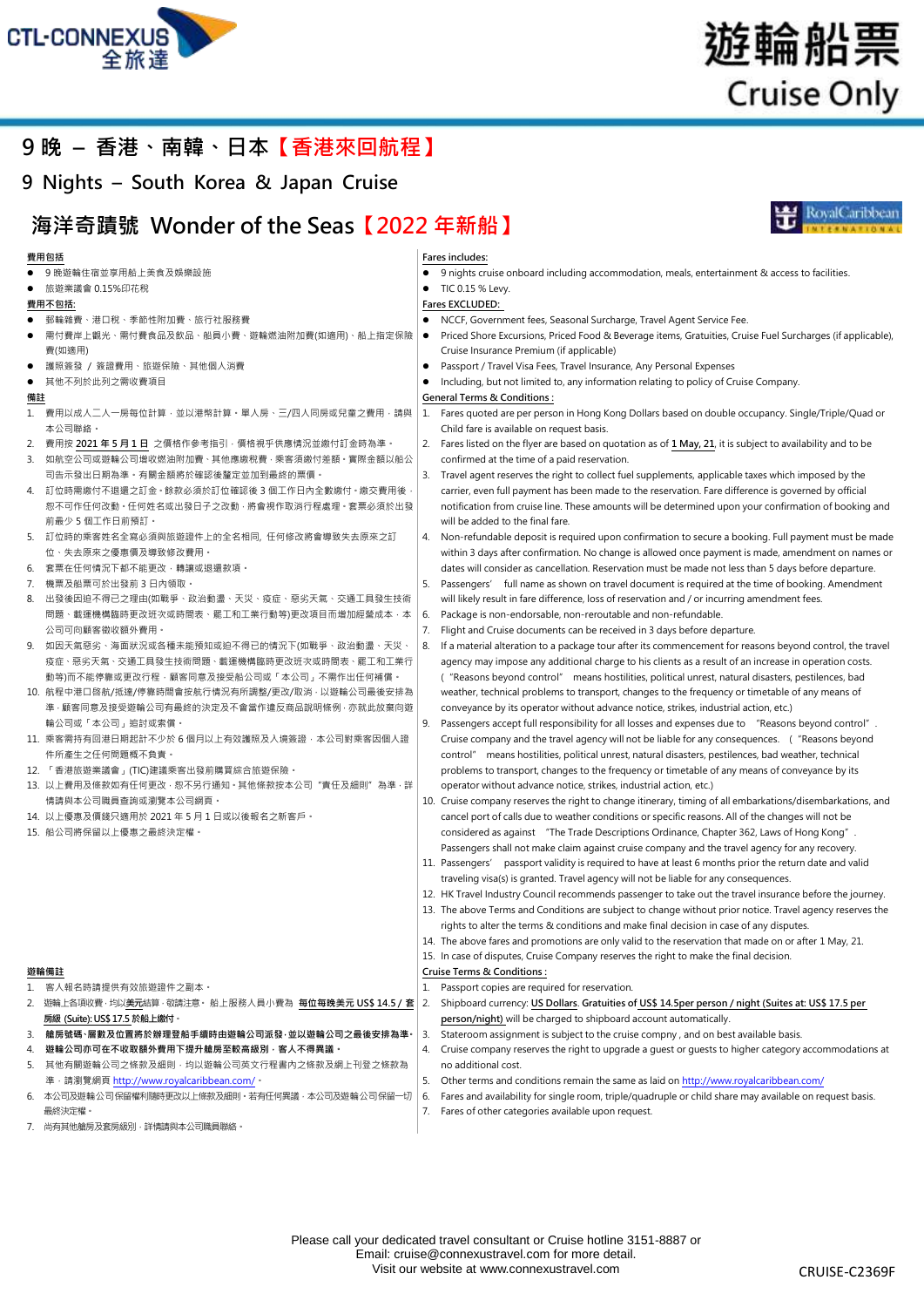CTL-CONNEXUS 全旅達

# 遊輪船票 Cruise Only

## 9 晚 – 香港、南韓、日本【香港來回航程】

## 9 Nights – South Korea & Japan Cruise

## 海洋奇蹟號 Wonder of the Seas【2022 年新船】

RoyalCaribbean INTERNATIONAL

**費用包括**

- 9 晚遊輪住宿並享用船上美食及娛樂設施
- 旅遊業議會 0.15%印花稅

**費用不包括:**

- 郵輪雜費、港口稅、季節性附加費、旅行社服務費
- 需付費岸上觀光、需付費食品及飲品、船員小費、遊輪燃油附加費(如適用)、船上指定保險費(如適用)
- 護照簽發 / 簽證費用、旅遊保險、其他個人消費
- 其他不列於此列之需收費項目

**備註**

1. 費用以成人二人一房每位計算，並以港幣計算。單人房、三/四人同房或兒童之費用，請與本公司聯絡。
2. 費用按 **2021 年 5 月 1 日** 之價格作參考指引，價格視乎供應情況並繳付訂金時為準。
3. 如航空公司或遊輪公司增收燃油附加費，其他應繳稅費，乘客須繳付差額。實際金額以船公司告示發出日期為準。有關金額將於確認後釐定並加到最終的票價。
4. 訂位時需繳付不退還之訂金。餘款必須於訂位確認後 3 個工作日內全數繳付。繳交費用後，恕不可作任何改動。任何姓名或出發日子之改動，將會視作取消行程處理。套票必須於出發前最少 5 個工作日前預訂。
5. 訂位時的乘客姓名全寫必須與旅遊證件上的全名相同，任何修改將會導致失去原來之訂位、失去原來之優惠價及導致修改費用。
6. 套票在任何情況下都不能更改、轉讓或退還款項。
7. 機票及船票可於出發前 3 日內領取。
8. 出發後因迫不得已之理由(如戰爭、政治動盪、天災、瘟疫、惡劣天氣、交通工具發生技術問題、載運機構臨時更改班次或時間表、罷工和工業行動等)更改項目而增加經營成本，本公司可向顧客徵收額外費用。
9. 如因天氣惡劣、海面狀況或各種未能預知或迫不得已的情況下(如戰爭、政治動盪、天災、瘟疫、惡劣天氣、交通工具發生技術問題、載運機構臨時更改班次或時間表、罷工和工業行動等)而不能停靠或更改行程，顧客同意及接受船公司或「本公司」不需作出任何補償。
10. 航程中港口餐航/抵達/停靠時間會按航行情況有所調整/更改/取消，以遊輪公司最後安排為準，顧客同意及接受遊輪公司有最終的決定及不會當作違反商品說明條例，亦就此放棄向遊輪公司或「本公司」追討或索償。
11. 乘客需持有回港日期起計不少於 6 個月以上有效護照及入境簽證，本公司對乘客因個人證件所產生之任何問題概不負責。
12. 「香港旅遊業議會」(TIC)建議乘客出發前購買綜合旅遊保險。
13. 以上費用及條款如有任何更改，恕不另行通知。其他條款按本公司 "責任及細則" 為準，詳情請與本公司職員查詢或瀏覽本公司網頁。
14. 以上優惠及價錢只適用於 2021 年 5 月 1 日或以後報名之新客戶。
15. 船公司將保留以上優惠之最終決定權。

**遊輪備註**

1. 客人報名時請提供有效旅遊證件之副本。
2. 遊輪上各項收費，均以美元結算，敬請注意。船上服務人員小費為 **每位每晚美元 US$ 14.5 / 套房級 (Suite): US$ 17.5 於船上繳付。**
3. **艙房號碼、層數及位置將於辦理登船手續時由遊輪公司派發，並以遊輪公司之最後安排為準。**
4. **遊輪公司亦可在不收取額外費用下提升艙房至較高級別，客人不得異議。**
5. 其他有關遊輪公司之條款及細則，均以遊輪公司英文行程書內之條款及網上刊登之條款為準，請瀏覽網頁 http://www.royalcaribbean.com/。
6. 本公司及遊輪公司保留權利隨時更改以上條款及細則。若有任何異議，本公司及遊輪公司保留一切最終決定權。
7. 尚有其他艙房及套房級別，詳情請與本公司職員聯絡。

**Fares includes:**

- 9 nights cruise onboard including accommodation, meals, entertainment & access to facilities.
- TIC 0.15 % Levy.

**Fares EXCLUDED:**

- NCCF, Government fees, Seasonal Surcharge, Travel Agent Service Fee.
- Priced Shore Excursions, Priced Food & Beverage items, Gratuities, Cruise Fuel Surcharges (if applicable), Cruise Insurance Premium (if applicable)
- Passport / Travel Visa Fees, Travel Insurance, Any Personal Expenses
- Including, but not limited to, any information relating to policy of Cruise Company.

**General Terms & Conditions :**

1. Fares quoted are per person in Hong Kong Dollars based on double occupancy. Single/Triple/Quad or Child fare is available on request basis.
2. Fares listed on the flyer are based on quotation as of **1 May, 21**, it is subject to availability and to be confirmed at the time of a paid reservation.
3. Travel agent reserves the right to collect fuel supplements, applicable taxes which imposed by the carrier, even full payment has been made to the reservation. Fare difference is governed by official notification from cruise line. These amounts will be determined upon your confirmation of booking and will be added to the final fare.
4. Non-refundable deposit is required upon confirmation to secure a booking. Full payment must be made within 3 days after confirmation. No change is allowed once payment is made, amendment on names or dates will consider as cancellation. Reservation must be made not less than 5 days before departure.
5. Passengers' full name as shown on travel document is required at the time of booking. Amendment will likely result in fare difference, loss of reservation and / or incurring amendment fees.
6. Package is non-endorsable, non-reroutable and non-refundable.
7. Flight and Cruise documents can be received in 3 days before departure.
8. If a material alteration to a package tour after its commencement for reasons beyond control, the travel agency may impose any additional charge to his clients as a result of an increase in operation costs. ("Reasons beyond control" means hostilities, political unrest, natural disasters, pestilences, bad weather, technical problems to transport, changes to the frequency or timetable of any means of conveyance by its operator without advance notice, strikes, industrial action, etc.)
9. Passengers accept full responsibility for all losses and expenses due to "Reasons beyond control". Cruise company and the travel agency will not be liable for any consequences. ("Reasons beyond control" means hostilities, political unrest, natural disasters, pestilences, bad weather, technical problems to transport, changes to the frequency or timetable of any means of conveyance by its operator without advance notice, strikes, industrial action, etc.)
10. Cruise company reserves the right to change itinerary, timing of all embarkations/disembarkations, and cancel port of calls due to weather conditions or specific reasons. All of the changes will not be considered as against "The Trade Descriptions Ordinance, Chapter 362, Laws of Hong Kong". Passengers shall not make claim against cruise company and the travel agency for any recovery.
11. Passengers' passport validity is required to have at least 6 months prior the return date and valid traveling visa(s) is granted. Travel agency will not be liable for any consequences.
12. HK Travel Industry Council recommends passenger to take out the travel insurance before the journey.
13. The above Terms and Conditions are subject to change without prior notice. Travel agency reserves the rights to alter the terms & conditions and make final decision in case of any disputes.
14. The above fares and promotions are only valid to the reservation that made on or after 1 May, 21.
15. In case of disputes, Cruise Company reserves the right to make the final decision.

**Cruise Terms & Conditions :**

1. Passport copies are required for reservation.
2. Shipboard currency: US Dollars. **Gratuities of US$ 14.5per person / night (Suites at: US$ 17.5 per person/night)** will be charged to shipboard account automatically.
3. Stateroom assignment is subject to the cruise company , and on best available basis.
4. Cruise company reserves the right to upgrade a guest or guests to higher category accommodations at no additional cost.
5. Other terms and conditions remain the same as laid on http://www.royalcaribbean.com/
6. Fares and availability for single room, triple/quadruple or child share may available on request basis.
7. Fares of other categories available upon request.

Please call your dedicated travel consultant or Cruise hotline 3151-8887 or Email: cruise@connexustravel.com for more detail.
Visit our website at www.connexustravel.com

CRUISE-C2369F